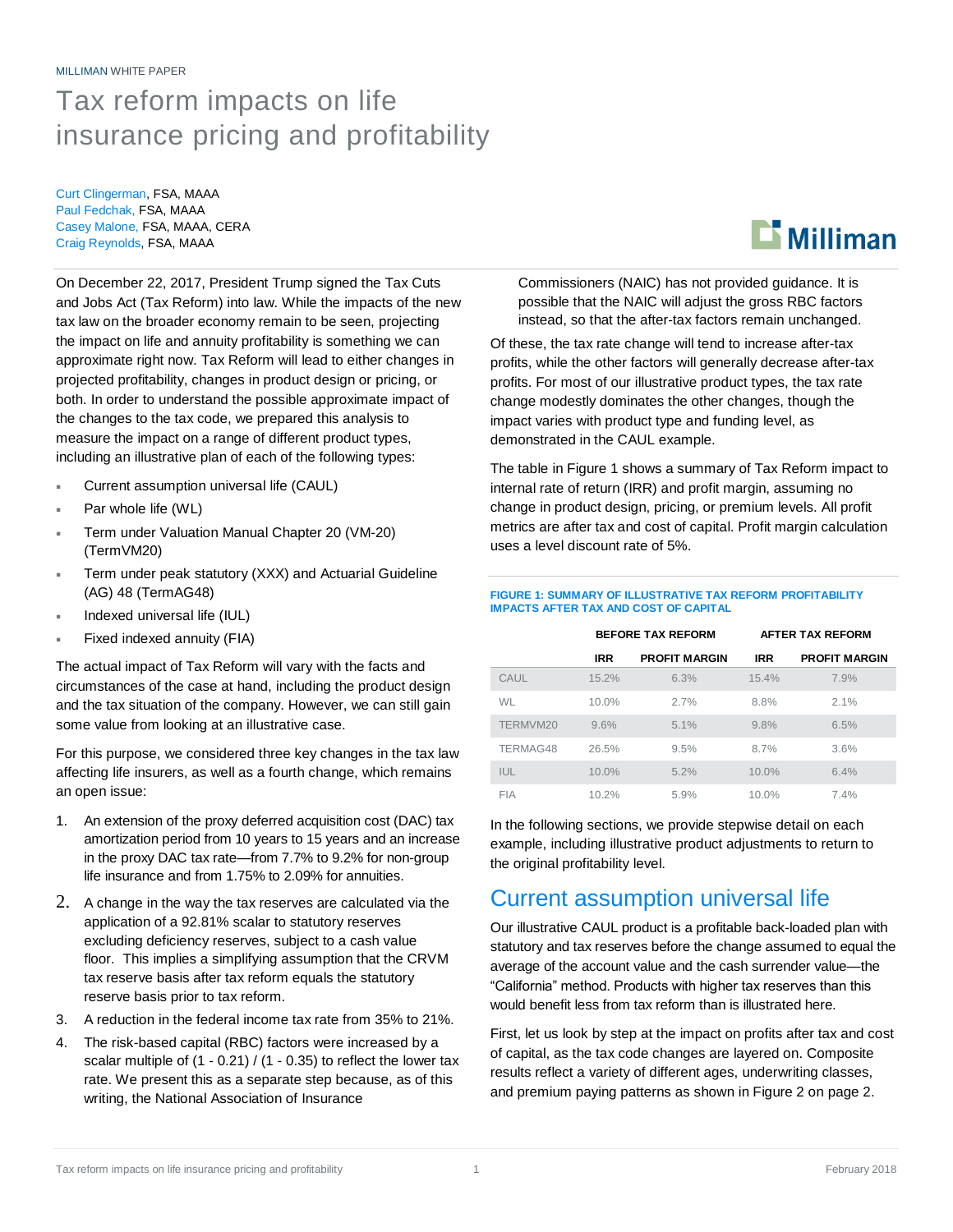MILLIMAN WHITE PAPER

# Tax reform impacts on life insurance pricing and profitability

Curt Clingerman, FSA, MAAA
Paul Fedchak, FSA, MAAA
Casey Malone, FSA, MAAA, CERA
Craig Reynolds, FSA, MAAA

On December 22, 2017, President Trump signed the Tax Cuts and Jobs Act (Tax Reform) into law. While the impacts of the new tax law on the broader economy remain to be seen, projecting the impact on life and annuity profitability is something we can approximate right now. Tax Reform will lead to either changes in projected profitability, changes in product design or pricing, or both. In order to understand the possible approximate impact of the changes to the tax code, we prepared this analysis to measure the impact on a range of different product types, including an illustrative plan of each of the following types:

- Current assumption universal life (CAUL)
- Par whole life (WL)
- Term under Valuation Manual Chapter 20 (VM-20) (TermVM20)
- Term under peak statutory (XXX) and Actuarial Guideline (AG) 48 (TermAG48)
- Indexed universal life (IUL)
- Fixed indexed annuity (FIA)

The actual impact of Tax Reform will vary with the facts and circumstances of the case at hand, including the product design and the tax situation of the company. However, we can still gain some value from looking at an illustrative case.

For this purpose, we considered three key changes in the tax law affecting life insurers, as well as a fourth change, which remains an open issue:

1. An extension of the proxy deferred acquisition cost (DAC) tax amortization period from 10 years to 15 years and an increase in the proxy DAC tax rate—from 7.7% to 9.2% for non-group life insurance and from 1.75% to 2.09% for annuities.
2. A change in the way the tax reserves are calculated via the application of a 92.81% scalar to statutory reserves excluding deficiency reserves, subject to a cash value floor. This implies a simplifying assumption that the CRVM tax reserve basis after tax reform equals the statutory reserve basis prior to tax reform.
3. A reduction in the federal income tax rate from 35% to 21%.
4. The risk-based capital (RBC) factors were increased by a scalar multiple of (1 - 0.21) / (1 - 0.35) to reflect the lower tax rate. We present this as a separate step because, as of this writing, the National Association of Insurance Commissioners (NAIC) has not provided guidance. It is possible that the NAIC will adjust the gross RBC factors instead, so that the after-tax factors remain unchanged.

Of these, the tax rate change will tend to increase after-tax profits, while the other factors will generally decrease after-tax profits. For most of our illustrative product types, the tax rate change modestly dominates the other changes, though the impact varies with product type and funding level, as demonstrated in the CAUL example.

The table in Figure 1 shows a summary of Tax Reform impact to internal rate of return (IRR) and profit margin, assuming no change in product design, pricing, or premium levels. All profit metrics are after tax and cost of capital. Profit margin calculation uses a level discount rate of 5%.

FIGURE 1: SUMMARY OF ILLUSTRATIVE TAX REFORM PROFITABILITY IMPACTS AFTER TAX AND COST OF CAPITAL

| | BEFORE TAX REFORM | | AFTER TAX REFORM | |
|---|---|---|---|---|
| | IRR | PROFIT MARGIN | IRR | PROFIT MARGIN |
| CAUL | 15.2% | 6.3% | 15.4% | 7.9% |
| WL | 10.0% | 2.7% | 8.8% | 2.1% |
| TERMVM20 | 9.6% | 5.1% | 9.8% | 6.5% |
| TERMAG48 | 26.5% | 9.5% | 8.7% | 3.6% |
| IUL | 10.0% | 5.2% | 10.0% | 6.4% |
| FIA | 10.2% | 5.9% | 10.0% | 7.4% |

In the following sections, we provide stepwise detail on each example, including illustrative product adjustments to return to the original profitability level.

## Current assumption universal life

Our illustrative CAUL product is a profitable back-loaded plan with statutory and tax reserves before the change assumed to equal the average of the account value and the cash surrender value—the "California" method. Products with higher tax reserves than this would benefit less from tax reform than is illustrated here.

First, let us look by step at the impact on profits after tax and cost of capital, as the tax code changes are layered on. Composite results reflect a variety of different ages, underwriting classes, and premium paying patterns as shown in Figure 2 on page 2.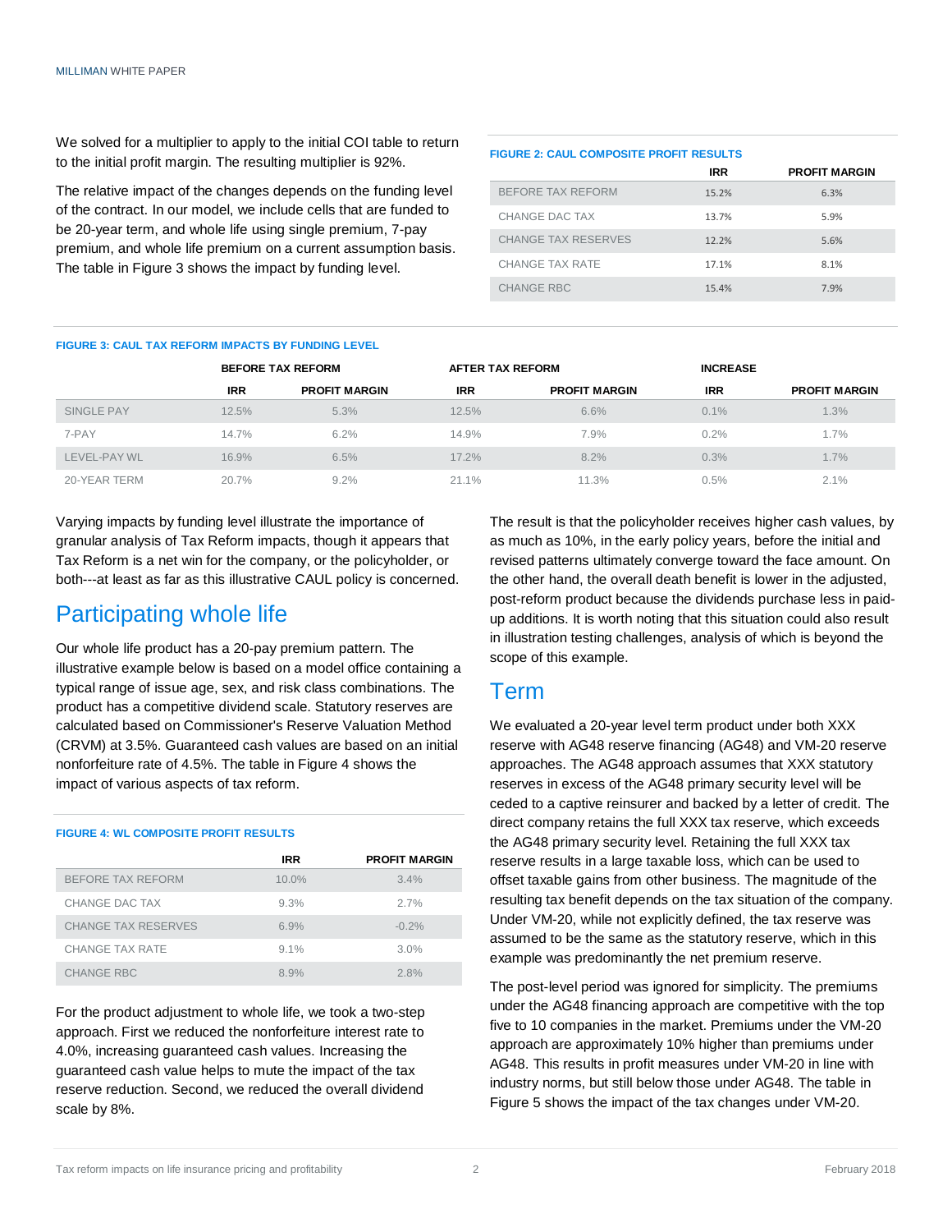We solved for a multiplier to apply to the initial COI table to return to the initial profit margin. The resulting multiplier is 92%.

The relative impact of the changes depends on the funding level of the contract. In our model, we include cells that are funded to be 20-year term, and whole life using single premium, 7-pay premium, and whole life premium on a current assumption basis. The table in Figure 3 shows the impact by funding level.

**FIGURE 2: CAUL COMPOSITE PROFIT RESULTS**

| | IRR | PROFIT MARGIN |
|---|---|---|
| BEFORE TAX REFORM | 15.2% | 6.3% |
| CHANGE DAC TAX | 13.7% | 5.9% |
| CHANGE TAX RESERVES | 12.2% | 5.6% |
| CHANGE TAX RATE | 17.1% | 8.1% |
| CHANGE RBC | 15.4% | 7.9% |

**FIGURE 3: CAUL TAX REFORM IMPACTS BY FUNDING LEVEL**

| | BEFORE TAX REFORM | | AFTER TAX REFORM | | INCREASE | |
|---|---|---|---|---|---|---|
| | IRR | PROFIT MARGIN | IRR | PROFIT MARGIN | IRR | PROFIT MARGIN |
| SINGLE PAY | 12.5% | 5.3% | 12.5% | 6.6% | 0.1% | 1.3% |
| 7-PAY | 14.7% | 6.2% | 14.9% | 7.9% | 0.2% | 1.7% |
| LEVEL-PAY WL | 16.9% | 6.5% | 17.2% | 8.2% | 0.3% | 1.7% |
| 20-YEAR TERM | 20.7% | 9.2% | 21.1% | 11.3% | 0.5% | 2.1% |

Varying impacts by funding level illustrate the importance of granular analysis of Tax Reform impacts, though it appears that Tax Reform is a net win for the company, or the policyholder, or both---at least as far as this illustrative CAUL policy is concerned.

## Participating whole life

Our whole life product has a 20-pay premium pattern. The illustrative example below is based on a model office containing a typical range of issue age, sex, and risk class combinations. The product has a competitive dividend scale. Statutory reserves are calculated based on Commissioner's Reserve Valuation Method (CRVM) at 3.5%. Guaranteed cash values are based on an initial nonforfeiture rate of 4.5%. The table in Figure 4 shows the impact of various aspects of tax reform.

**FIGURE 4: WL COMPOSITE PROFIT RESULTS**

| | IRR | PROFIT MARGIN |
|---|---|---|
| BEFORE TAX REFORM | 10.0% | 3.4% |
| CHANGE DAC TAX | 9.3% | 2.7% |
| CHANGE TAX RESERVES | 6.9% | -0.2% |
| CHANGE TAX RATE | 9.1% | 3.0% |
| CHANGE RBC | 8.9% | 2.8% |

For the product adjustment to whole life, we took a two-step approach. First we reduced the nonforfeiture interest rate to 4.0%, increasing guaranteed cash values. Increasing the guaranteed cash value helps to mute the impact of the tax reserve reduction. Second, we reduced the overall dividend scale by 8%.

The result is that the policyholder receives higher cash values, by as much as 10%, in the early policy years, before the initial and revised patterns ultimately converge toward the face amount. On the other hand, the overall death benefit is lower in the adjusted, post-reform product because the dividends purchase less in paid-up additions. It is worth noting that this situation could also result in illustration testing challenges, analysis of which is beyond the scope of this example.

## Term

We evaluated a 20-year level term product under both XXX reserve with AG48 reserve financing (AG48) and VM-20 reserve approaches. The AG48 approach assumes that XXX statutory reserves in excess of the AG48 primary security level will be ceded to a captive reinsurer and backed by a letter of credit. The direct company retains the full XXX tax reserve, which exceeds the AG48 primary security level. Retaining the full XXX tax reserve results in a large taxable loss, which can be used to offset taxable gains from other business. The magnitude of the resulting tax benefit depends on the tax situation of the company. Under VM-20, while not explicitly defined, the tax reserve was assumed to be the same as the statutory reserve, which in this example was predominantly the net premium reserve.

The post-level period was ignored for simplicity. The premiums under the AG48 financing approach are competitive with the top five to 10 companies in the market. Premiums under the VM-20 approach are approximately 10% higher than premiums under AG48. This results in profit measures under VM-20 in line with industry norms, but still below those under AG48. The table in Figure 5 shows the impact of the tax changes under VM-20.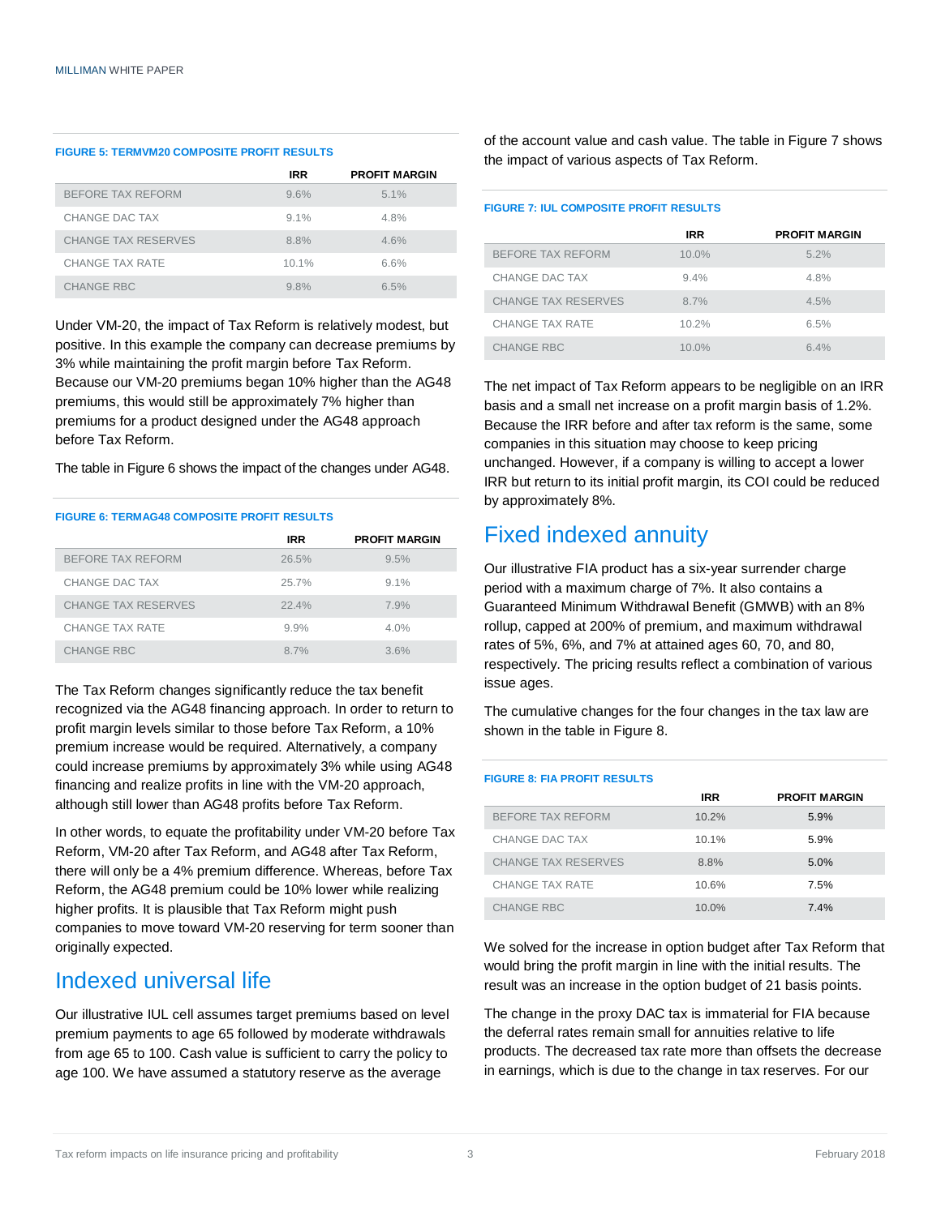**FIGURE 5: TERMVM20 COMPOSITE PROFIT RESULTS**

| | IRR | PROFIT MARGIN |
|---|---|---|
| BEFORE TAX REFORM | 9.6% | 5.1% |
| CHANGE DAC TAX | 9.1% | 4.8% |
| CHANGE TAX RESERVES | 8.8% | 4.6% |
| CHANGE TAX RATE | 10.1% | 6.6% |
| CHANGE RBC | 9.8% | 6.5% |

Under VM-20, the impact of Tax Reform is relatively modest, but positive. In this example the company can decrease premiums by 3% while maintaining the profit margin before Tax Reform. Because our VM-20 premiums began 10% higher than the AG48 premiums, this would still be approximately 7% higher than premiums for a product designed under the AG48 approach before Tax Reform.

The table in Figure 6 shows the impact of the changes under AG48.

**FIGURE 6: TERMAG48 COMPOSITE PROFIT RESULTS**

| | IRR | PROFIT MARGIN |
|---|---|---|
| BEFORE TAX REFORM | 26.5% | 9.5% |
| CHANGE DAC TAX | 25.7% | 9.1% |
| CHANGE TAX RESERVES | 22.4% | 7.9% |
| CHANGE TAX RATE | 9.9% | 4.0% |
| CHANGE RBC | 8.7% | 3.6% |

The Tax Reform changes significantly reduce the tax benefit recognized via the AG48 financing approach. In order to return to profit margin levels similar to those before Tax Reform, a 10% premium increase would be required. Alternatively, a company could increase premiums by approximately 3% while using AG48 financing and realize profits in line with the VM-20 approach, although still lower than AG48 profits before Tax Reform.

In other words, to equate the profitability under VM-20 before Tax Reform, VM-20 after Tax Reform, and AG48 after Tax Reform, there will only be a 4% premium difference. Whereas, before Tax Reform, the AG48 premium could be 10% lower while realizing higher profits. It is plausible that Tax Reform might push companies to move toward VM-20 reserving for term sooner than originally expected.

# Indexed universal life

Our illustrative IUL cell assumes target premiums based on level premium payments to age 65 followed by moderate withdrawals from age 65 to 100. Cash value is sufficient to carry the policy to age 100. We have assumed a statutory reserve as the average of the account value and cash value. The table in Figure 7 shows the impact of various aspects of Tax Reform.

**FIGURE 7: IUL COMPOSITE PROFIT RESULTS**

| | IRR | PROFIT MARGIN |
|---|---|---|
| BEFORE TAX REFORM | 10.0% | 5.2% |
| CHANGE DAC TAX | 9.4% | 4.8% |
| CHANGE TAX RESERVES | 8.7% | 4.5% |
| CHANGE TAX RATE | 10.2% | 6.5% |
| CHANGE RBC | 10.0% | 6.4% |

The net impact of Tax Reform appears to be negligible on an IRR basis and a small net increase on a profit margin basis of 1.2%. Because the IRR before and after tax reform is the same, some companies in this situation may choose to keep pricing unchanged. However, if a company is willing to accept a lower IRR but return to its initial profit margin, its COI could be reduced by approximately 8%.

# Fixed indexed annuity

Our illustrative FIA product has a six-year surrender charge period with a maximum charge of 7%. It also contains a Guaranteed Minimum Withdrawal Benefit (GMWB) with an 8% rollup, capped at 200% of premium, and maximum withdrawal rates of 5%, 6%, and 7% at attained ages 60, 70, and 80, respectively. The pricing results reflect a combination of various issue ages.

The cumulative changes for the four changes in the tax law are shown in the table in Figure 8.

**FIGURE 8: FIA PROFIT RESULTS**

| | IRR | PROFIT MARGIN |
|---|---|---|
| BEFORE TAX REFORM | 10.2% | 5.9% |
| CHANGE DAC TAX | 10.1% | 5.9% |
| CHANGE TAX RESERVES | 8.8% | 5.0% |
| CHANGE TAX RATE | 10.6% | 7.5% |
| CHANGE RBC | 10.0% | 7.4% |

We solved for the increase in option budget after Tax Reform that would bring the profit margin in line with the initial results. The result was an increase in the option budget of 21 basis points.

The change in the proxy DAC tax is immaterial for FIA because the deferral rates remain small for annuities relative to life products. The decreased tax rate more than offsets the decrease in earnings, which is due to the change in tax reserves. For our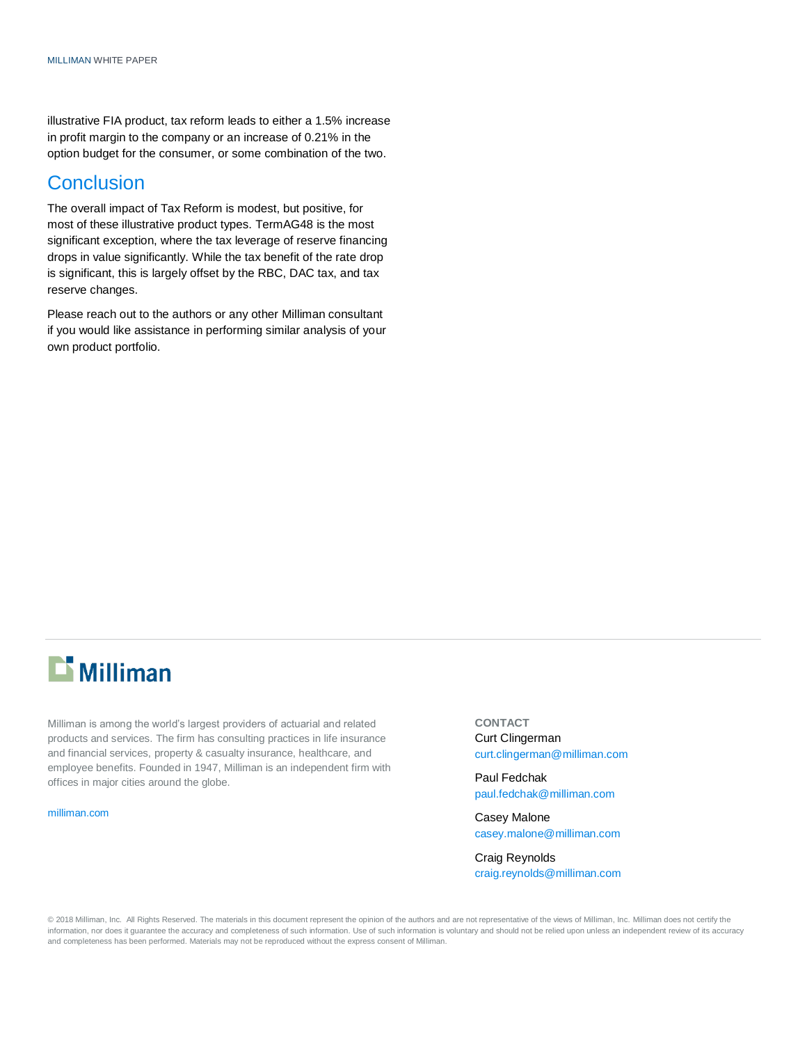illustrative FIA product, tax reform leads to either a 1.5% increase in profit margin to the company or an increase of 0.21% in the option budget for the consumer, or some combination of the two.

## Conclusion

The overall impact of Tax Reform is modest, but positive, for most of these illustrative product types. TermAG48 is the most significant exception, where the tax leverage of reserve financing drops in value significantly. While the tax benefit of the rate drop is significant, this is largely offset by the RBC, DAC tax, and tax reserve changes.

Please reach out to the authors or any other Milliman consultant if you would like assistance in performing similar analysis of your own product portfolio.

Milliman

Milliman is among the world's largest providers of actuarial and related products and services. The firm has consulting practices in life insurance and financial services, property & casualty insurance, healthcare, and employee benefits. Founded in 1947, Milliman is an independent firm with offices in major cities around the globe.

milliman.com

**CONTACT**

Curt Clingerman
curt.clingerman@milliman.com

Paul Fedchak
paul.fedchak@milliman.com

Casey Malone
casey.malone@milliman.com

Craig Reynolds
craig.reynolds@milliman.com

© 2018 Milliman, Inc. All Rights Reserved. The materials in this document represent the opinion of the authors and are not representative of the views of Milliman, Inc. Milliman does not certify the information, nor does it guarantee the accuracy and completeness of such information. Use of such information is voluntary and should not be relied upon unless an independent review of its accuracy and completeness has been performed. Materials may not be reproduced without the express consent of Milliman.